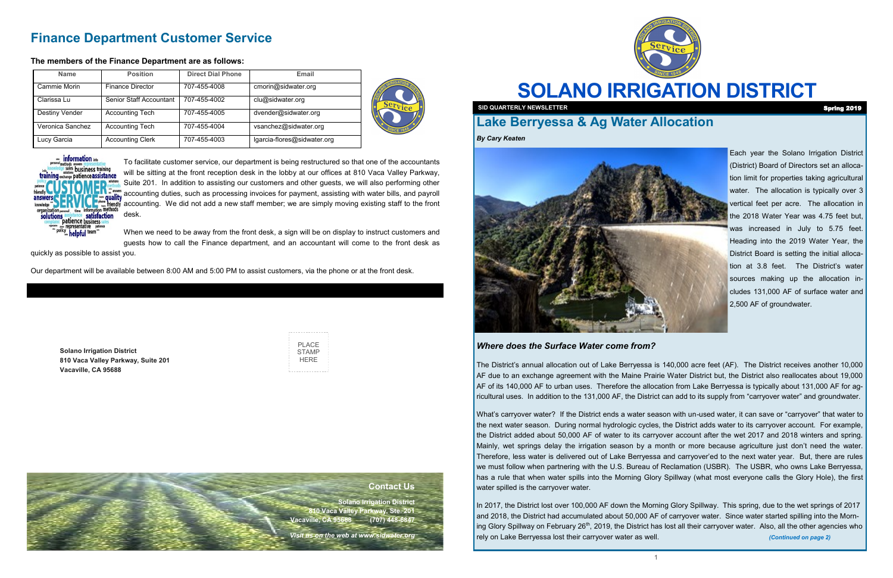## Finance Department Customer Service

**The members of the Finance Department are as follows:**

| Name | Position | Direct Dial Phone | Email |
|---|---|---|---|
| Cammie Morin | Finance Director | 707-455-4008 | cmorin@sidwater.org |
| Clarissa Lu | Senior Staff Accountant | 707-455-4002 | clu@sidwater.org |
| Destiny Vender | Accounting Tech | 707-455-4005 | dvender@sidwater.org |
| Veronica Sanchez | Accounting Tech | 707-455-4004 | vsanchez@sidwater.org |
| Lucy Garcia | Accounting Clerk | 707-455-4003 | lgarcia-flores@sidwater.org |

To facilitate customer service, our department is being restructured so that one of the accountants will be sitting at the front reception desk in the lobby at our offices at 810 Vaca Valley Parkway, Suite 201. In addition to assisting our customers and other guests, we will also performing other accounting duties, such as processing invoices for payment, assisting with water bills, and payroll accounting. We did not add a new staff member; we are simply moving existing staff to the front desk.

When we need to be away from the front desk, a sign will be on display to instruct customers and guests how to call the Finance department, and an accountant will come to the front desk as quickly as possible to assist you.

Our department will be available between 8:00 AM and 5:00 PM to assist customers, via the phone or at the front desk.

**Solano Irrigation District**
**810 Vaca Valley Parkway, Suite 201**
**Vacaville, CA 95688**

PLACE STAMP HERE

### Contact Us

**Solano Irrigation District**
**810 Vaca Valley Parkway, Ste. 201**
**Vacaville, CA 95688 (707) 448-6847**

***Visit us on the web at www.sidwater.org***

# SOLANO IRRIGATION DISTRICT

**SID QUARTERLY NEWSLETTER** — **Spring 2019**

## Lake Berryessa & Ag Water Allocation

***By Cary Keaten***

Each year the Solano Irrigation District (District) Board of Directors set an allocation limit for properties taking agricultural water. The allocation is typically over 3 vertical feet per acre. The allocation in the 2018 Water Year was 4.75 feet but, was increased in July to 5.75 feet. Heading into the 2019 Water Year, the District Board is setting the initial allocation at 3.8 feet. The District's water sources making up the allocation includes 131,000 AF of surface water and 2,500 AF of groundwater.

### *Where does the Surface Water come from?*

The District's annual allocation out of Lake Berryessa is 140,000 acre feet (AF). The District receives another 10,000 AF due to an exchange agreement with the Maine Prairie Water District but, the District also reallocates about 19,000 AF of its 140,000 AF to urban uses. Therefore the allocation from Lake Berryessa is typically about 131,000 AF for agricultural uses. In addition to the 131,000 AF, the District can add to its supply from "carryover water" and groundwater.

What's carryover water? If the District ends a water season with un-used water, it can save or "carryover" that water to the next water season. During normal hydrologic cycles, the District adds water to its carryover account. For example, the District added about 50,000 AF of water to its carryover account after the wet 2017 and 2018 winters and spring. Mainly, wet springs delay the irrigation season by a month or more because agriculture just don't need the water. Therefore, less water is delivered out of Lake Berryessa and carryover'ed to the next water year. But, there are rules we must follow when partnering with the U.S. Bureau of Reclamation (USBR). The USBR, who owns Lake Berryessa, has a rule that when water spills into the Morning Glory Spillway (what most everyone calls the Glory Hole), the first water spilled is the carryover water.

In 2017, the District lost over 100,000 AF down the Morning Glory Spillway. This spring, due to the wet springs of 2017 and 2018, the District had accumulated about 50,000 AF of carryover water. Since water started spilling into the Morning Glory Spillway on February 26th, 2019, the District has lost all their carryover water. Also, all the other agencies who rely on Lake Berryessa lost their carryover water as well. ***(Continued on page 2)***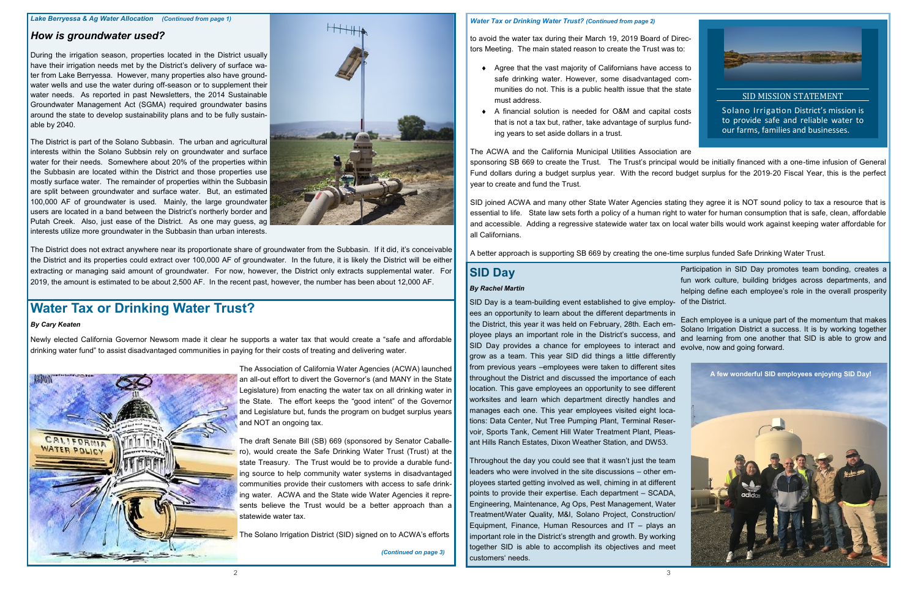*Lake Berryessa & Ag Water Allocation (Continued from page 1)*

## How is groundwater used?

During the irrigation season, properties located in the District usually have their irrigation needs met by the District's delivery of surface water from Lake Berryessa. However, many properties also have groundwater wells and use the water during off-season or to supplement their water needs. As reported in past Newsletters, the 2014 Sustainable Groundwater Management Act (SGMA) required groundwater basins around the state to develop sustainability plans and to be fully sustainable by 2040.

The District is part of the Solano Subbasin. The urban and agricultural interests within the Solano Subbsin rely on groundwater and surface water for their needs. Somewhere about 20% of the properties within the Subbasin are located within the District and those properties use mostly surface water. The remainder of properties within the Subbasin are split between groundwater and surface water. But, an estimated 100,000 AF of groundwater is used. Mainly, the large groundwater users are located in a band between the District's northerly border and Putah Creek. Also, just ease of the District. As one may guess, ag interests utilize more groundwater in the Subbasin than urban interests.

The District does not extract anywhere near its proportionate share of groundwater from the Subbasin. If it did, it's conceivable the District and its properties could extract over 100,000 AF of groundwater. In the future, it is likely the District will be either extracting or managing said amount of groundwater. For now, however, the District only extracts supplemental water. For 2019, the amount is estimated to be about 2,500 AF. In the recent past, however, the number has been about 12,000 AF.

# Water Tax or Drinking Water Trust?

***By Cary Keaten***

Newly elected California Governor Newsom made it clear he supports a water tax that would create a "safe and affordable drinking water fund" to assist disadvantaged communities in paying for their costs of treating and delivering water.

The Association of California Water Agencies (ACWA) launched an all-out effort to divert the Governor's (and MANY in the State Legislature) from enacting the water tax on all drinking water in the State. The effort keeps the "good intent" of the Governor and Legislature but, funds the program on budget surplus years and NOT an ongoing tax.

The draft Senate Bill (SB) 669 (sponsored by Senator Caballero), would create the Safe Drinking Water Trust (Trust) at the state Treasury. The Trust would be to provide a durable funding source to help community water systems in disadvantaged communities provide their customers with access to safe drinking water. ACWA and the State wide Water Agencies it represents believe the Trust would be a better approach than a statewide water tax.

The Solano Irrigation District (SID) signed on to ACWA's efforts

*(Continued on page 3)*

*Water Tax or Drinking Water Trust? (Continued from page 2)*

to avoid the water tax during their March 19, 2019 Board of Directors Meeting. The main stated reason to create the Trust was to:

- Agree that the vast majority of Californians have access to safe drinking water. However, some disadvantaged communities do not. This is a public health issue that the state must address.
- A financial solution is needed for O&M and capital costs that is not a tax but, rather, take advantage of surplus funding years to set aside dollars in a trust.

The ACWA and the California Municipal Utilities Association are sponsoring SB 669 to create the Trust. The Trust's principal would be initially financed with a one-time infusion of General Fund dollars during a budget surplus year. With the record budget surplus for the 2019-20 Fiscal Year, this is the perfect year to create and fund the Trust.

SID joined ACWA and many other State Water Agencies stating they agree it is NOT sound policy to tax a resource that is essential to life. State law sets forth a policy of a human right to water for human consumption that is safe, clean, affordable and accessible. Adding a regressive statewide water tax on local water bills would work against keeping water affordable for all Californians.

A better approach is supporting SB 669 by creating the one-time surplus funded Safe Drinking Water Trust.

SID MISSION STATEMENT

Solano Irrigation District's mission is to provide safe and reliable water to our farms, families and businesses.

# SID Day

***By Rachel Martin***

SID Day is a team-building event established to give employees an opportunity to learn about the different departments in the District, this year it was held on February, 28th. Each employee plays an important role in the District's success, and SID Day provides a chance for employees to interact and grow as a team. This year SID did things a little differently from previous years –employees were taken to different sites throughout the District and discussed the importance of each location. This gave employees an opportunity to see different worksites and learn which department directly handles and manages each one. This year employees visited eight locations: Data Center, Nut Tree Pumping Plant, Terminal Reservoir, Sports Tank, Cement Hill Water Treatment Plant, Pleasant Hills Ranch Estates, Dixon Weather Station, and DW53.

Throughout the day you could see that it wasn't just the team leaders who were involved in the site discussions – other employees started getting involved as well, chiming in at different points to provide their expertise. Each department – SCADA, Engineering, Maintenance, Ag Ops, Pest Management, Water Treatment/Water Quality, M&I, Solano Project, Construction/Equipment, Finance, Human Resources and IT – plays an important role in the District's strength and growth. By working together SID is able to accomplish its objectives and meet customers' needs.

Participation in SID Day promotes team bonding, creates a fun work culture, building bridges across departments, and helping define each employee's role in the overall prosperity of the District.

Each employee is a unique part of the momentum that makes Solano Irrigation District a success. It is by working together and learning from one another that SID is able to grow and evolve, now and going forward.

**A few wonderful SID employees enjoying SID Day!**